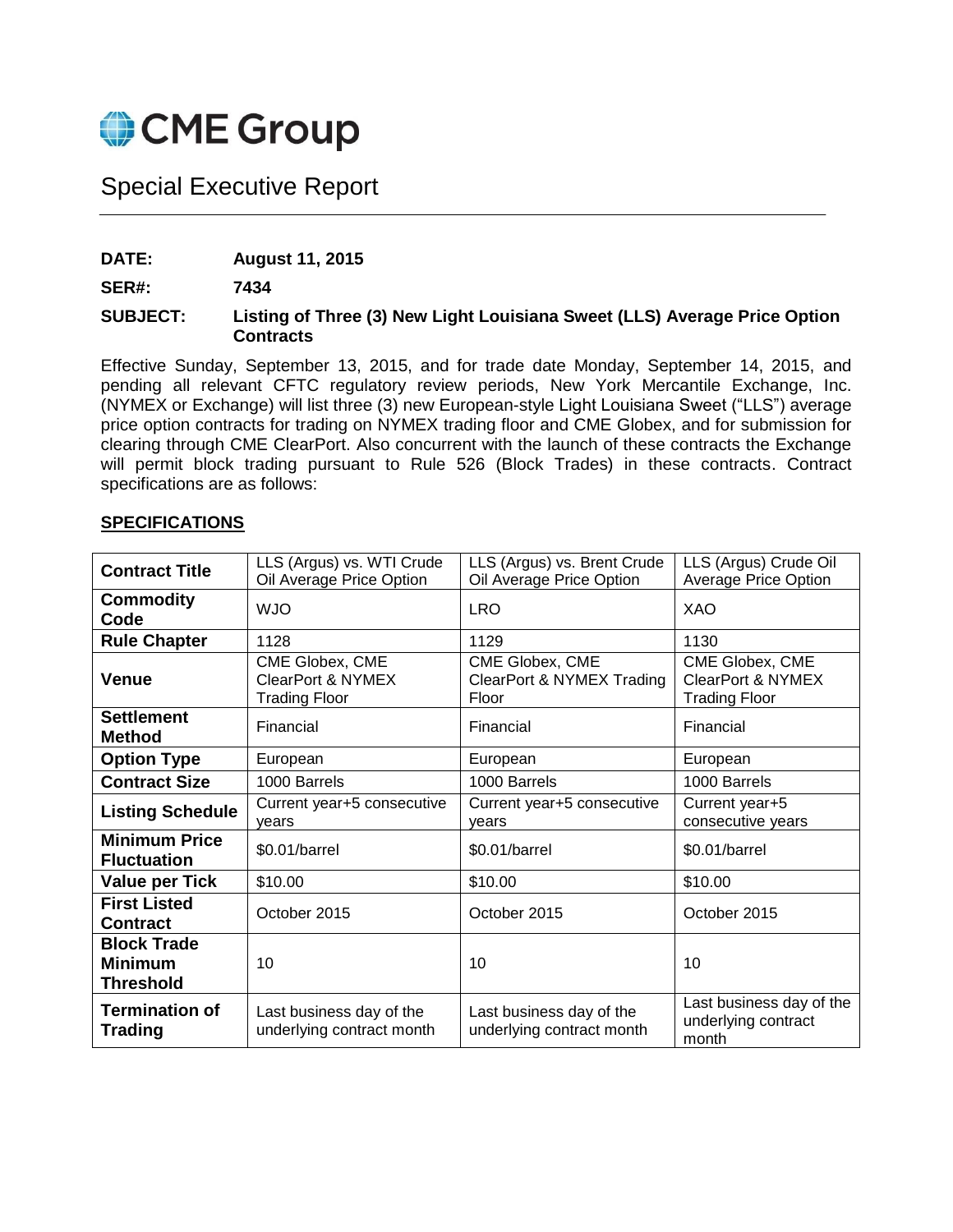CME Group

# Special Executive Report

**DATE:** **August 11, 2015**

**SER#:** **7434**

**SUBJECT:** **Listing of Three (3) New Light Louisiana Sweet (LLS) Average Price Option Contracts**

Effective Sunday, September 13, 2015, and for trade date Monday, September 14, 2015, and pending all relevant CFTC regulatory review periods, New York Mercantile Exchange, Inc. (NYMEX or Exchange) will list three (3) new European-style Light Louisiana Sweet ("LLS") average price option contracts for trading on NYMEX trading floor and CME Globex, and for submission for clearing through CME ClearPort. Also concurrent with the launch of these contracts the Exchange will permit block trading pursuant to Rule 526 (Block Trades) in these contracts. Contract specifications are as follows:

## SPECIFICATIONS

| **Contract Title** | LLS (Argus) vs. WTI Crude Oil Average Price Option | LLS (Argus) vs. Brent Crude Oil Average Price Option | LLS (Argus) Crude Oil Average Price Option |
|---|---|---|---|
| **Commodity Code** | WJO | LRO | XAO |
| **Rule Chapter** | 1128 | 1129 | 1130 |
| **Venue** | CME Globex, CME ClearPort & NYMEX Trading Floor | CME Globex, CME ClearPort & NYMEX Trading Floor | CME Globex, CME ClearPort & NYMEX Trading Floor |
| **Settlement Method** | Financial | Financial | Financial |
| **Option Type** | European | European | European |
| **Contract Size** | 1000 Barrels | 1000 Barrels | 1000 Barrels |
| **Listing Schedule** | Current year+5 consecutive years | Current year+5 consecutive years | Current year+5 consecutive years |
| **Minimum Price Fluctuation** | $0.01/barrel | $0.01/barrel | $0.01/barrel |
| **Value per Tick** | $10.00 | $10.00 | $10.00 |
| **First Listed Contract** | October 2015 | October 2015 | October 2015 |
| **Block Trade Minimum Threshold** | 10 | 10 | 10 |
| **Termination of Trading** | Last business day of the underlying contract month | Last business day of the underlying contract month | Last business day of the underlying contract month |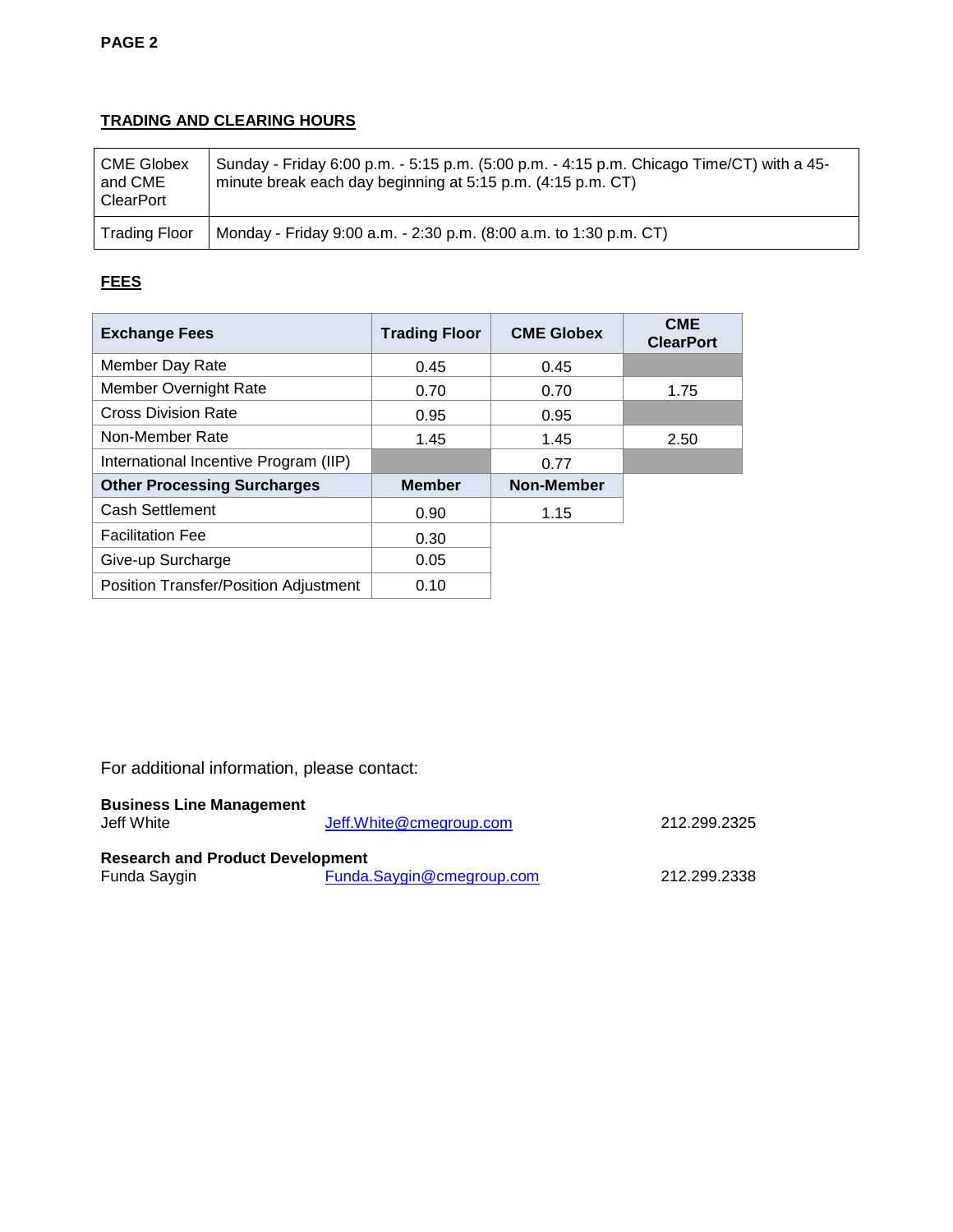## TRADING AND CLEARING HOURS

| | |
|---|---|
| CME Globex and CME ClearPort | Sunday - Friday 6:00 p.m. - 5:15 p.m. (5:00 p.m. - 4:15 p.m. Chicago Time/CT) with a 45-minute break each day beginning at 5:15 p.m. (4:15 p.m. CT) |
| Trading Floor | Monday - Friday 9:00 a.m. - 2:30 p.m. (8:00 a.m. to 1:30 p.m. CT) |

## FEES

| Exchange Fees | Trading Floor | CME Globex | CME ClearPort |
|---|---|---|---|
| Member Day Rate | 0.45 | 0.45 | |
| Member Overnight Rate | 0.70 | 0.70 | 1.75 |
| Cross Division Rate | 0.95 | 0.95 | |
| Non-Member Rate | 1.45 | 1.45 | 2.50 |
| International Incentive Program (IIP) | | 0.77 | |
| **Other Processing Surcharges** | **Member** | **Non-Member** | |
| Cash Settlement | 0.90 | 1.15 | |
| Facilitation Fee | 0.30 | | |
| Give-up Surcharge | 0.05 | | |
| Position Transfer/Position Adjustment | 0.10 | | |

For additional information, please contact:

**Business Line Management**
Jeff White Jeff.White@cmegroup.com 212.299.2325

**Research and Product Development**
Funda Saygin Funda.Saygin@cmegroup.com 212.299.2338